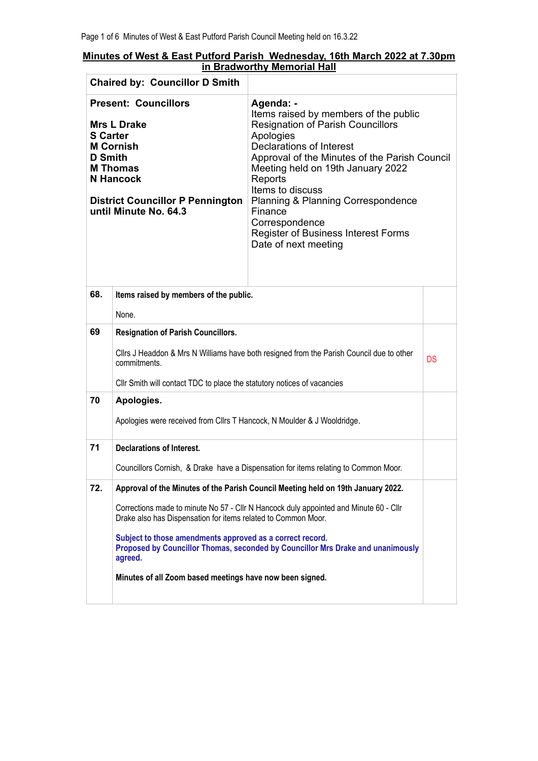## Minutes of West & East Putford Parish Wednesday, 16th March 2022 at 7.30pm in Bradworthy Memorial Hall

| **Chaired by: Councillor D Smith** | |
|---|---|
| **Present: Councillors**<br><br>**Mrs L Drake**<br>**S Carter**<br>**M Cornish**<br>**D Smith**<br>**M Thomas**<br>**N Hancock**<br><br>**District Councillor P Pennington until Minute No. 64.3** | **Agenda: -**<br>Items raised by members of the public<br>Resignation of Parish Councillors<br>Apologies<br>Declarations of Interest<br>Approval of the Minutes of the Parish Council Meeting held on 19th January 2022<br>Reports<br>Items to discuss<br>Planning & Planning Correspondence<br>Finance<br>Correspondence<br>Register of Business Interest Forms<br>Date of next meeting |

| | | |
|---|---|---|
| **68.** | **Items raised by members of the public.**<br><br>None. | |
| **69** | **Resignation of Parish Councillors.**<br><br>Cllrs J Headdon & Mrs N Williams have both resigned from the Parish Council due to other commitments.<br><br>Cllr Smith will contact TDC to place the statutory notices of vacancies | DS |
| **70** | **Apologies.**<br><br>Apologies were received from Cllrs T Hancock, N Moulder & J Wooldridge. | |
| **71** | **Declarations of Interest.**<br><br>Councillors Cornish, & Drake have a Dispensation for items relating to Common Moor. | |
| **72.** | **Approval of the Minutes of the Parish Council Meeting held on 19th January 2022.**<br><br>Corrections made to minute No 57 - Cllr N Hancock duly appointed and Minute 60 - Cllr Drake also has Dispensation for items related to Common Moor.<br><br>**Subject to those amendments approved as a correct record.**<br>**Proposed by Councillor Thomas, seconded by Councillor Mrs Drake and unanimously agreed.**<br><br>**Minutes of all Zoom based meetings have now been signed.** | |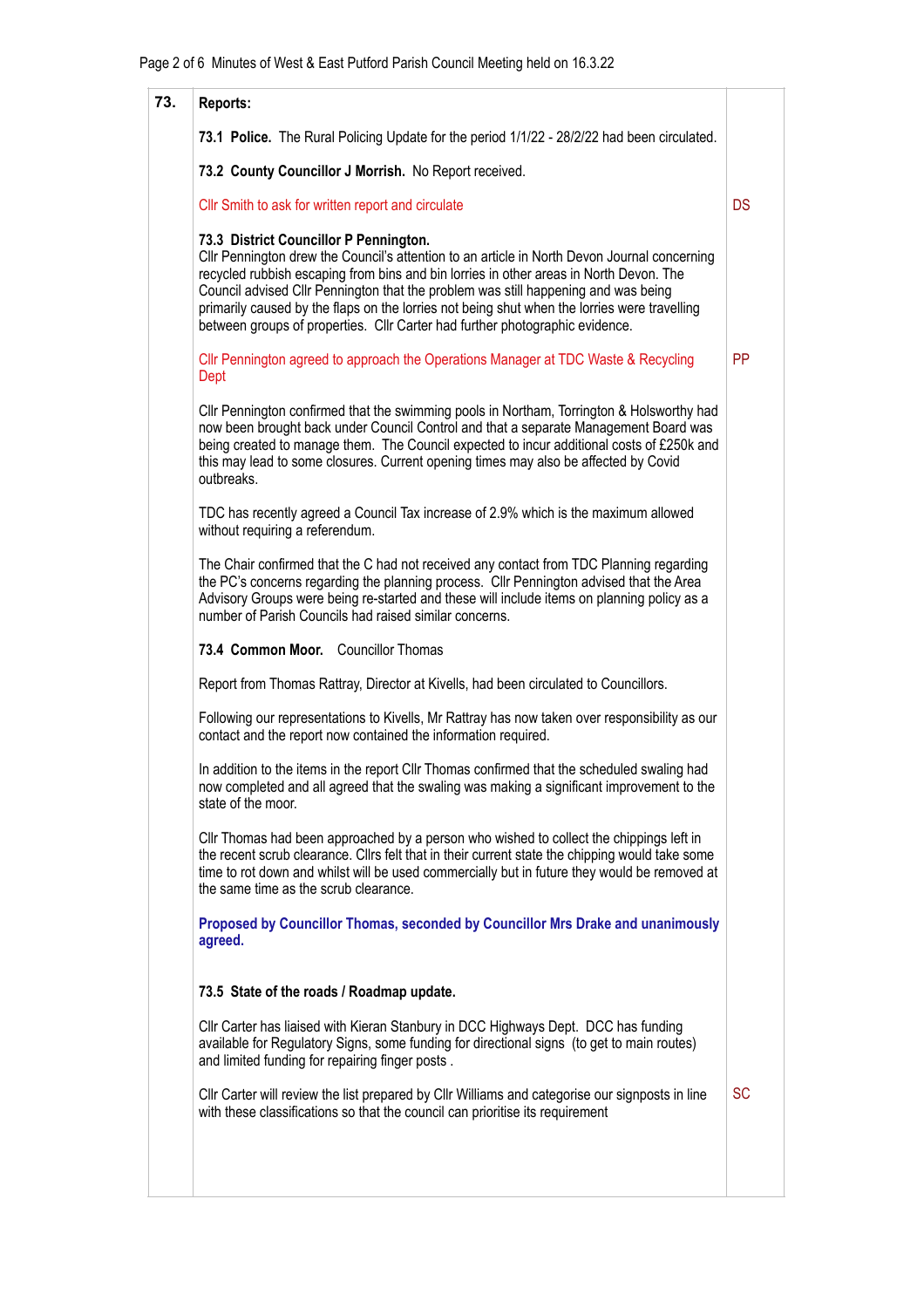| | | |
|---|---|---|
| **73.** | **Reports:** | |
| | **73.1 Police.** The Rural Policing Update for the period 1/1/22 - 28/2/22 had been circulated. | |
| | **73.2 County Councillor J Morrish.** No Report received. | |
| | Cllr Smith to ask for written report and circulate | DS |
| | **73.3 District Councillor P Pennington.** Cllr Pennington drew the Council's attention to an article in North Devon Journal concerning recycled rubbish escaping from bins and bin lorries in other areas in North Devon. The Council advised Cllr Pennington that the problem was still happening and was being primarily caused by the flaps on the lorries not being shut when the lorries were travelling between groups of properties. Cllr Carter had further photographic evidence. | |
| | Cllr Pennington agreed to approach the Operations Manager at TDC Waste & Recycling Dept | PP |
| | Cllr Pennington confirmed that the swimming pools in Northam, Torrington & Holsworthy had now been brought back under Council Control and that a separate Management Board was being created to manage them. The Council expected to incur additional costs of £250k and this may lead to some closures. Current opening times may also be affected by Covid outbreaks. | |
| | TDC has recently agreed a Council Tax increase of 2.9% which is the maximum allowed without requiring a referendum. | |
| | The Chair confirmed that the C had not received any contact from TDC Planning regarding the PC's concerns regarding the planning process. Cllr Pennington advised that the Area Advisory Groups were being re-started and these will include items on planning policy as a number of Parish Councils had raised similar concerns. | |
| | **73.4 Common Moor.** Councillor Thomas | |
| | Report from Thomas Rattray, Director at Kivells, had been circulated to Councillors. | |
| | Following our representations to Kivells, Mr Rattray has now taken over responsibility as our contact and the report now contained the information required. | |
| | In addition to the items in the report Cllr Thomas confirmed that the scheduled swaling had now completed and all agreed that the swaling was making a significant improvement to the state of the moor. | |
| | Cllr Thomas had been approached by a person who wished to collect the chippings left in the recent scrub clearance. Cllrs felt that in their current state the chipping would take some time to rot down and whilst will be used commercially but in future they would be removed at the same time as the scrub clearance. | |
| | **Proposed by Councillor Thomas, seconded by Councillor Mrs Drake and unanimously agreed.** | |
| | **73.5 State of the roads / Roadmap update.** | |
| | Cllr Carter has liaised with Kieran Stanbury in DCC Highways Dept. DCC has funding available for Regulatory Signs, some funding for directional signs (to get to main routes) and limited funding for repairing finger posts . | |
| | Cllr Carter will review the list prepared by Cllr Williams and categorise our signposts in line with these classifications so that the council can prioritise its requirement | SC |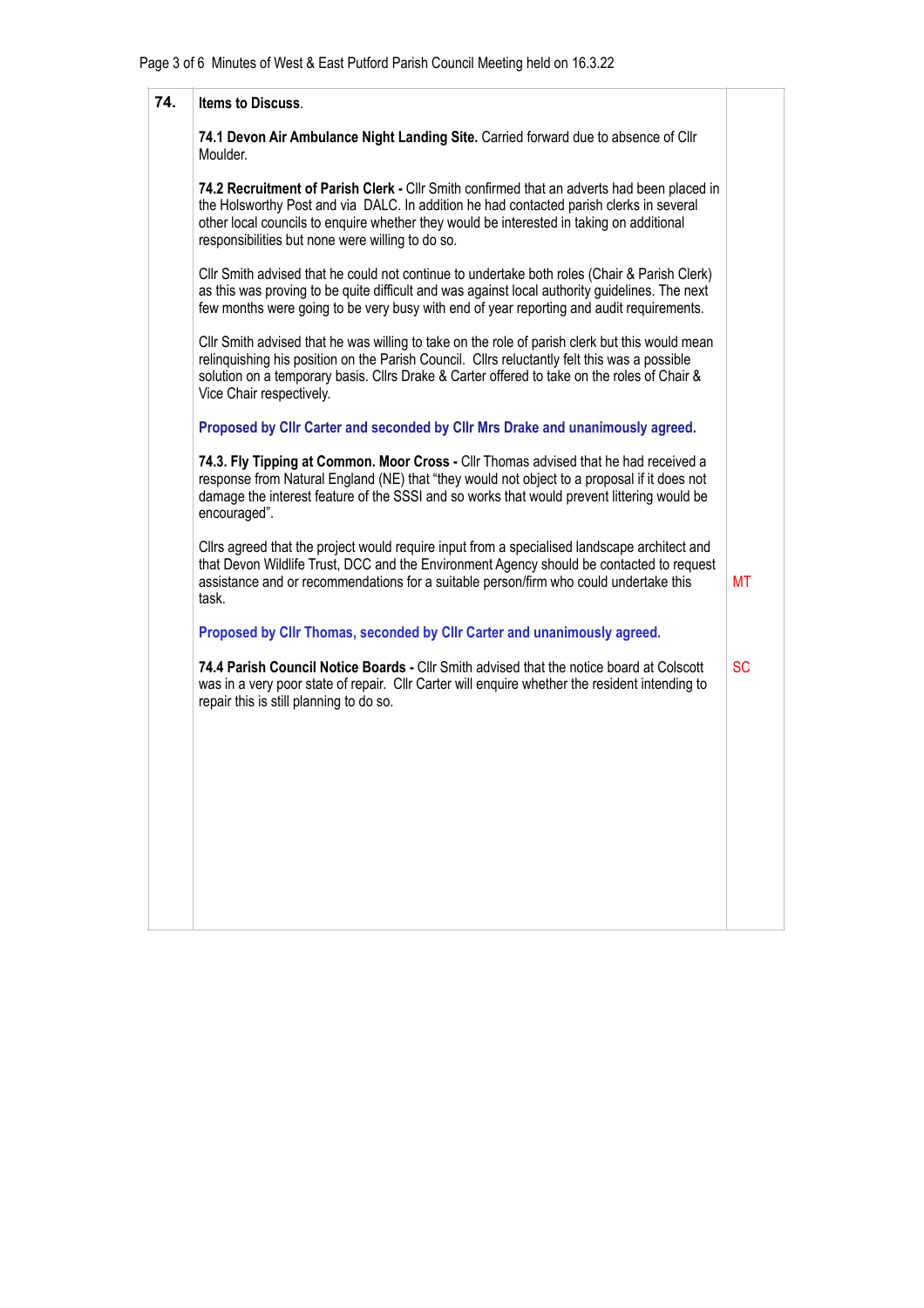| | | |
|---|---|---|
| **74.** | **Items to Discuss**.<br><br>**74.1 Devon Air Ambulance Night Landing Site.** Carried forward due to absence of Cllr Moulder.<br><br>**74.2 Recruitment of Parish Clerk -** Cllr Smith confirmed that an adverts had been placed in the Holsworthy Post and via DALC. In addition he had contacted parish clerks in several other local councils to enquire whether they would be interested in taking on additional responsibilities but none were willing to do so.<br><br>Cllr Smith advised that he could not continue to undertake both roles (Chair & Parish Clerk) as this was proving to be quite difficult and was against local authority guidelines. The next few months were going to be very busy with end of year reporting and audit requirements.<br><br>Cllr Smith advised that he was willing to take on the role of parish clerk but this would mean relinquishing his position on the Parish Council. Cllrs reluctantly felt this was a possible solution on a temporary basis. Cllrs Drake & Carter offered to take on the roles of Chair & Vice Chair respectively.<br><br>**Proposed by Cllr Carter and seconded by Cllr Mrs Drake and unanimously agreed.**<br><br>**74.3. Fly Tipping at Common. Moor Cross -** Cllr Thomas advised that he had received a response from Natural England (NE) that "they would not object to a proposal if it does not damage the interest feature of the SSSI and so works that would prevent littering would be encouraged".<br><br>Cllrs agreed that the project would require input from a specialised landscape architect and that Devon Wildlife Trust, DCC and the Environment Agency should be contacted to request assistance and or recommendations for a suitable person/firm who could undertake this task.<br><br>**Proposed by Cllr Thomas, seconded by Cllr Carter and unanimously agreed.**<br><br>**74.4 Parish Council Notice Boards -** Cllr Smith advised that the notice board at Colscott was in a very poor state of repair. Cllr Carter will enquire whether the resident intending to repair this is still planning to do so. | <br><br><br><br><br><br><br><br><br><br><br><br><br><br><br><br><br>MT<br><br><br><br>SC |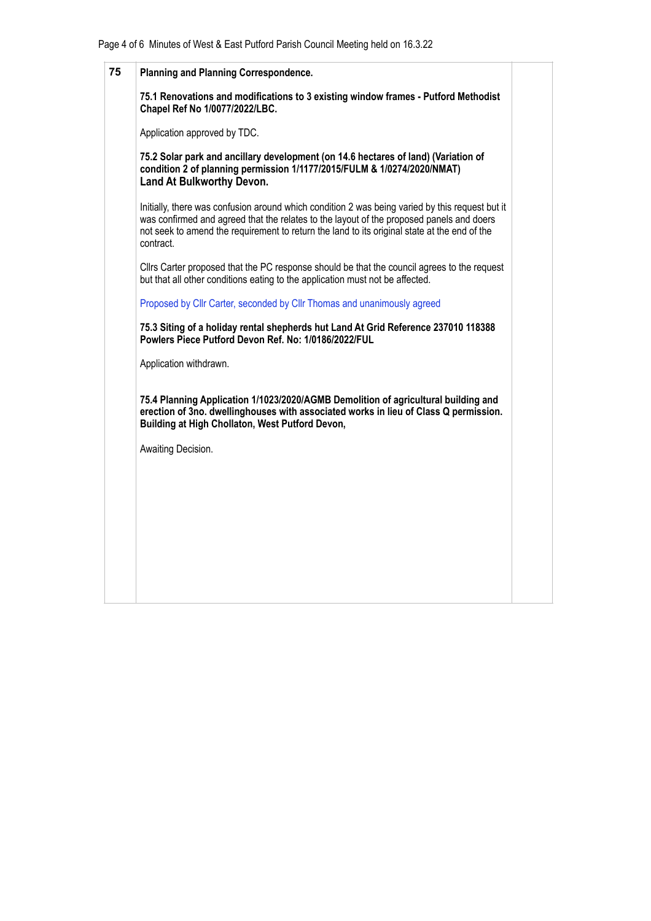| 75 | **Planning and Planning Correspondence.**<br><br>**75.1 Renovations and modifications to 3 existing window frames - Putford Methodist Chapel Ref No 1/0077/2022/LBC.**<br><br>Application approved by TDC.<br><br>**75.2 Solar park and ancillary development (on 14.6 hectares of land) (Variation of condition 2 of planning permission 1/1177/2015/FULM & 1/0274/2020/NMAT) Land At Bulkworthy Devon.**<br><br>Initially, there was confusion around which condition 2 was being varied by this request but it was confirmed and agreed that the relates to the layout of the proposed panels and doers not seek to amend the requirement to return the land to its original state at the end of the contract.<br><br>Cllrs Carter proposed that the PC response should be that the council agrees to the request but that all other conditions eating to the application must not be affected.<br><br>Proposed by Cllr Carter, seconded by Cllr Thomas and unanimously agreed<br><br>**75.3 Siting of a holiday rental shepherds hut Land At Grid Reference 237010 118388 Powlers Piece Putford Devon Ref. No: 1/0186/2022/FUL**<br><br>Application withdrawn.<br><br>**75.4 Planning Application 1/1023/2020/AGMB Demolition of agricultural building and erection of 3no. dwellinghouses with associated works in lieu of Class Q permission. Building at High Chollaton, West Putford Devon,**<br><br>Awaiting Decision. | |
|---|---|---|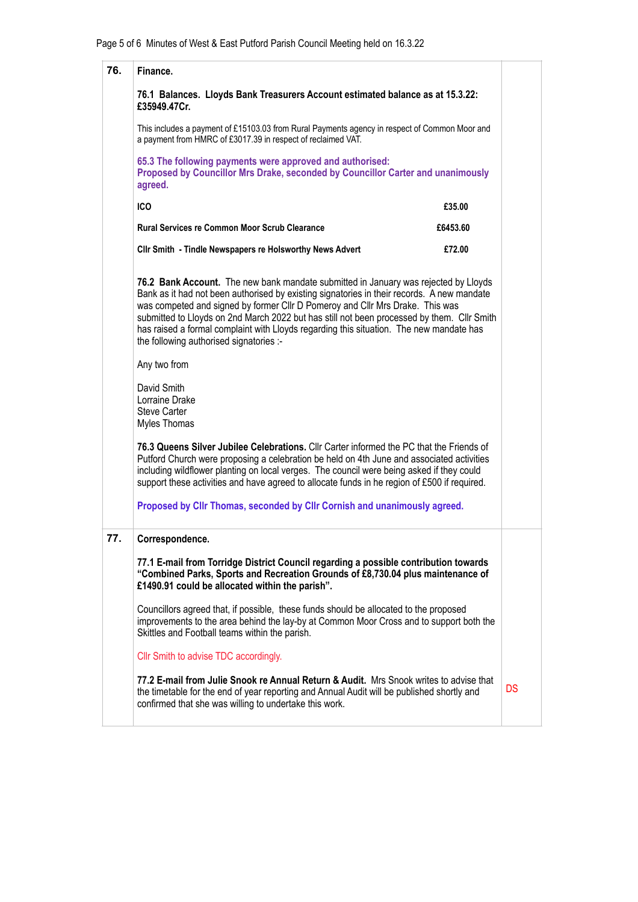| | | |
|---|---|---|
| **76.** | **Finance.**<br><br>**76.1 Balances. Lloyds Bank Treasurers Account estimated balance as at 15.3.22: £35949.47Cr.**<br><br>This includes a payment of £15103.03 from Rural Payments agency in respect of Common Moor and a payment from HMRC of £3017.39 in respect of reclaimed VAT.<br><br>**65.3 The following payments were approved and authorised: Proposed by Councillor Mrs Drake, seconded by Councillor Carter and unanimously agreed.**<br><br>**ICO** — **£35.00**<br>**Rural Services re Common Moor Scrub Clearance** — **£6453.60**<br>**Cllr Smith - Tindle Newspapers re Holsworthy News Advert** — **£72.00**<br><br>**76.2 Bank Account.** The new bank mandate submitted in January was rejected by Lloyds Bank as it had not been authorised by existing signatories in their records. A new mandate was competed and signed by former Cllr D Pomeroy and Cllr Mrs Drake. This was submitted to Lloyds on 2nd March 2022 but has still not been processed by them. Cllr Smith has raised a formal complaint with Lloyds regarding this situation. The new mandate has the following authorised signatories :-<br><br>Any two from<br><br>David Smith<br>Lorraine Drake<br>Steve Carter<br>Myles Thomas<br><br>**76.3 Queens Silver Jubilee Celebrations.** Cllr Carter informed the PC that the Friends of Putford Church were proposing a celebration be held on 4th June and associated activities including wildflower planting on local verges. The council were being asked if they could support these activities and have agreed to allocate funds in he region of £500 if required.<br><br>**Proposed by Cllr Thomas, seconded by Cllr Cornish and unanimously agreed.** | |
| **77.** | **Correspondence.**<br><br>**77.1 E-mail from Torridge District Council regarding a possible contribution towards "Combined Parks, Sports and Recreation Grounds of £8,730.04 plus maintenance of £1490.91 could be allocated within the parish".**<br><br>Councillors agreed that, if possible, these funds should be allocated to the proposed improvements to the area behind the lay-by at Common Moor Cross and to support both the Skittles and Football teams within the parish.<br><br>Cllr Smith to advise TDC accordingly.<br><br>**77.2 E-mail from Julie Snook re Annual Return & Audit.** Mrs Snook writes to advise that the timetable for the end of year reporting and Annual Audit will be published shortly and confirmed that she was willing to undertake this work. | DS |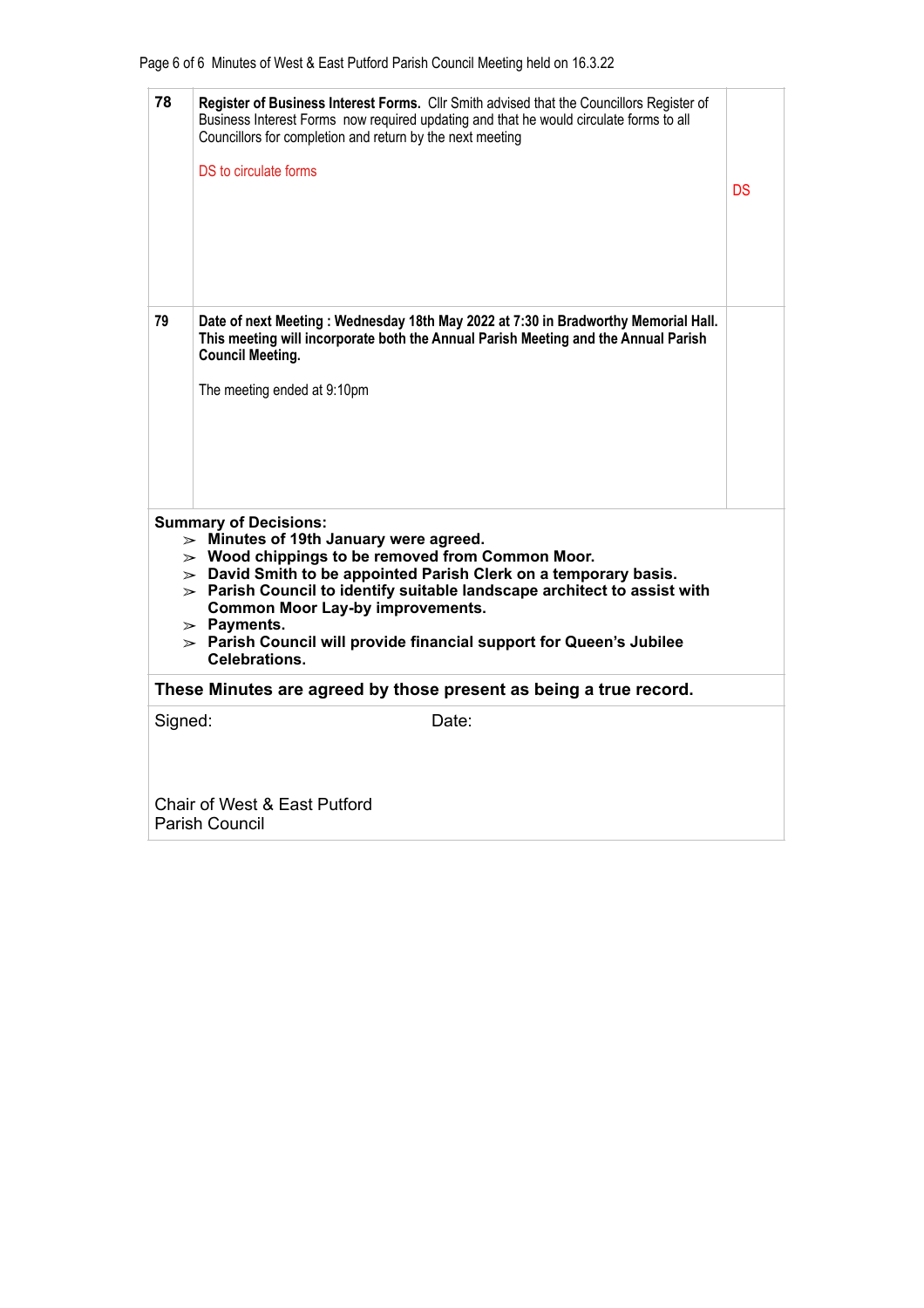| | | |
|---|---|---|
| 78 | **Register of Business Interest Forms.** Cllr Smith advised that the Councillors Register of Business Interest Forms now required updating and that he would circulate forms to all Councillors for completion and return by the next meeting<br><br>DS to circulate forms | DS |
| 79 | **Date of next Meeting : Wednesday 18th May 2022 at 7:30 in Bradworthy Memorial Hall. This meeting will incorporate both the Annual Parish Meeting and the Annual Parish Council Meeting.**<br><br>The meeting ended at 9:10pm | |

**Summary of Decisions:**

- **Minutes of 19th January were agreed.**
- **Wood chippings to be removed from Common Moor.**
- **David Smith to be appointed Parish Clerk on a temporary basis.**
- **Parish Council to identify suitable landscape architect to assist with Common Moor Lay-by improvements.**
- **Payments.**
- **Parish Council will provide financial support for Queen's Jubilee Celebrations.**

**These Minutes are agreed by those present as being a true record.**

Signed: Date:

Chair of West & East Putford Parish Council